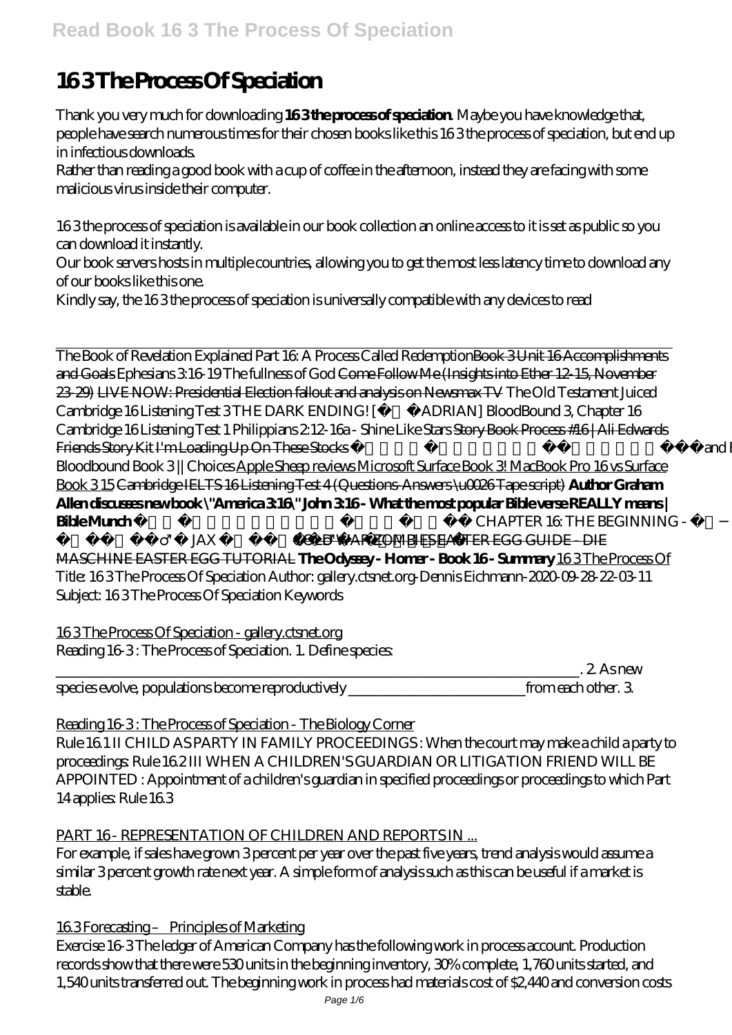# 16 3 The Process Of Speciation

Thank you very much for downloading **16 3 the process of speciation**. Maybe you have knowledge that, people have search numerous times for their chosen books like this 16 3 the process of speciation, but end up in infectious downloads.

Rather than reading a good book with a cup of coffee in the afternoon, instead they are facing with some malicious virus inside their computer.

16 3 the process of speciation is available in our book collection an online access to it is set as public so you can download it instantly.

Our book servers hosts in multiple countries, allowing you to get the most less latency time to download any of our books like this one.

Kindly say, the 16 3 the process of speciation is universally compatible with any devices to read

---

The Book of Revelation Explained Part 16: A Process Called Redemption Book 3 Unit 16 Accomplishments and Goals *Ephesians 3:16-19 The fullness of God* Come Follow Me (Insights into Ether 12-15, November 23-29) LIVE NOW: Presidential Election fallout and analysis on Newsmax TV *The Old Testament Juiced Cambridge 16 Listening Test 3 THE DARK ENDING! [ ADRIAN] BloodBound 3, Chapter 16 Cambridge 16 Listening Test 1 Philippians 2:12-16a - Shine Like Stars* Story Book Process #16 | Ali Edwards Friends Story Kit I'm Loading Up On These Stocks and Bloodbound Book 3 || Choices Apple Sheep reviews Microsoft Surface Book 3! MacBook Pro 16 vs Surface Book 3 15 Cambridge IELTS 16 Listening Test 4 (Questions-Answers \u0026 Tape script) **Author Graham Allen discusses new book \"America 3:16\" John 3:16 - What the most popular Bible verse REALLY means | Bible Munch** CHAPTER 16: THE BEGINNING - JAX COLD WAR ZOMBIES EASTER EGG GUIDE - DIE MASCHINE EASTER EGG TUTORIAL **The Odyssey - Homer - Book 16 - Summary** 16 3 The Process Of

Title: 16 3 The Process Of Speciation Author: gallery.ctsnet.org-Dennis Eichmann-2020-09-28-22-03-11 Subject: 16 3 The Process Of Speciation Keywords

16 3 The Process Of Speciation - gallery.ctsnet.org

Reading 16-3 : The Process of Speciation. 1. Define species: ________________________________________________________________. 2. As new species evolve, populations become reproductively ______________________ from each other. 3.

Reading 16-3 : The Process of Speciation - The Biology Corner

Rule 16.1 II CHILD AS PARTY IN FAMILY PROCEEDINGS : When the court may make a child a party to proceedings: Rule 16.2 III WHEN A CHILDREN'S GUARDIAN OR LITIGATION FRIEND WILL BE APPOINTED : Appointment of a children's guardian in specified proceedings or proceedings to which Part 14 applies: Rule 16.3

PART 16 - REPRESENTATION OF CHILDREN AND REPORTS IN ...

For example, if sales have grown 3 percent per year over the past five years, trend analysis would assume a similar 3 percent growth rate next year. A simple form of analysis such as this can be useful if a market is stable.

16.3 Forecasting – Principles of Marketing

Exercise 16-3 The ledger of American Company has the following work in process account. Production records show that there were 530 units in the beginning inventory, 30% complete, 1,760 units started, and 1,540 units transferred out. The beginning work in process had materials cost of $2,440 and conversion costs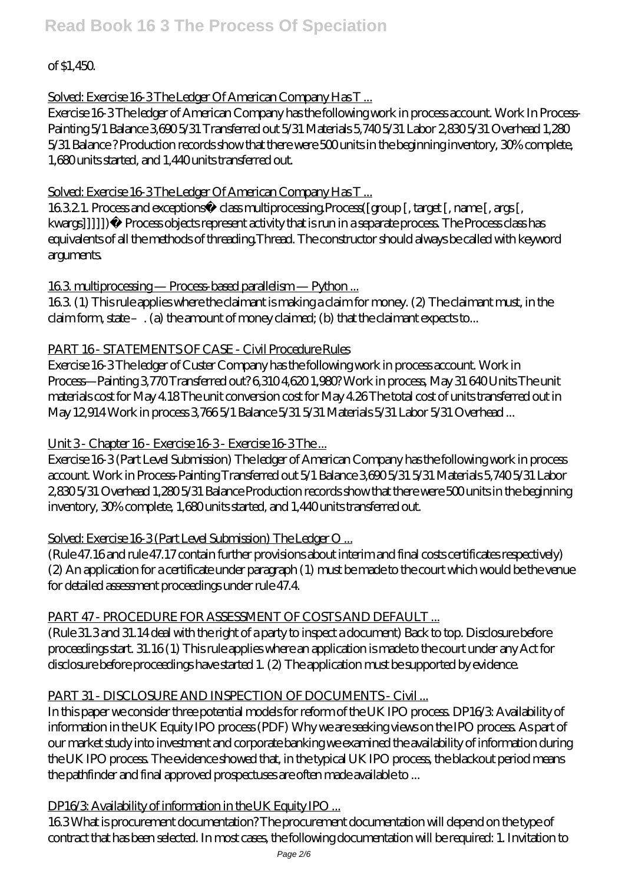of $1,450.

Solved: Exercise 16-3 The Ledger Of American Company Has T ...

Exercise 16-3 The ledger of American Company has the following work in process account. Work In Process-Painting 5/1 Balance 3,690 5/31 Transferred out 5/31 Materials 5,740 5/31 Labor 2,830 5/31 Overhead 1,280 5/31 Balance ? Production records show that there were 500 units in the beginning inventory, 30% complete, 1,680 units started, and 1,440 units transferred out.

Solved: Exercise 16-3 The Ledger Of American Company Has T ...

16.3.2.1. Process and exceptions¶ class multiprocessing.Process([group [, target [, name [, args [, kwargs]]]]])¶ Process objects represent activity that is run in a separate process. The Process class has equivalents of all the methods of threading.Thread. The constructor should always be called with keyword arguments.

16.3. multiprocessing — Process-based parallelism — Python ...

16.3. (1) This rule applies where the claimant is making a claim for money. (2) The claimant must, in the claim form, state –. (a) the amount of money claimed; (b) that the claimant expects to...

PART 16 - STATEMENTS OF CASE - Civil Procedure Rules

Exercise 16-3 The ledger of Custer Company has the following work in process account. Work in Process—Painting 3,770 Transferred out? 6,310 4,620 1,980? Work in process, May 31 640 Units The unit materials cost for May 4.18 The unit conversion cost for May 4.26 The total cost of units transferred out in May 12,914 Work in process 3,766 5/1 Balance 5/31 5/31 Materials 5/31 Labor 5/31 Overhead ...

Unit 3 - Chapter 16 - Exercise 16-3 - Exercise 16-3 The ...

Exercise 16-3 (Part Level Submission) The ledger of American Company has the following work in process account. Work in Process-Painting Transferred out 5/1 Balance 3,690 5/31 5/31 Materials 5,740 5/31 Labor 2,830 5/31 Overhead 1,280 5/31 Balance Production records show that there were 500 units in the beginning inventory, 30% complete, 1,680 units started, and 1,440 units transferred out.

Solved: Exercise 16-3 (Part Level Submission) The Ledger O ...

(Rule 47.16 and rule 47.17 contain further provisions about interim and final costs certificates respectively) (2) An application for a certificate under paragraph (1) must be made to the court which would be the venue for detailed assessment proceedings under rule 47.4.

PART 47 - PROCEDURE FOR ASSESSMENT OF COSTS AND DEFAULT ...

(Rule 31.3 and 31.14 deal with the right of a party to inspect a document) Back to top. Disclosure before proceedings start. 31.16 (1) This rule applies where an application is made to the court under any Act for disclosure before proceedings have started 1. (2) The application must be supported by evidence.

PART 31 - DISCLOSURE AND INSPECTION OF DOCUMENTS - Civil ...

In this paper we consider three potential models for reform of the UK IPO process. DP16/3: Availability of information in the UK Equity IPO process (PDF) Why we are seeking views on the IPO process. As part of our market study into investment and corporate banking we examined the availability of information during the UK IPO process. The evidence showed that, in the typical UK IPO process, the blackout period means the pathfinder and final approved prospectuses are often made available to ...

DP16/3: Availability of information in the UK Equity IPO ...

16.3 What is procurement documentation? The procurement documentation will depend on the type of contract that has been selected. In most cases, the following documentation will be required: 1. Invitation to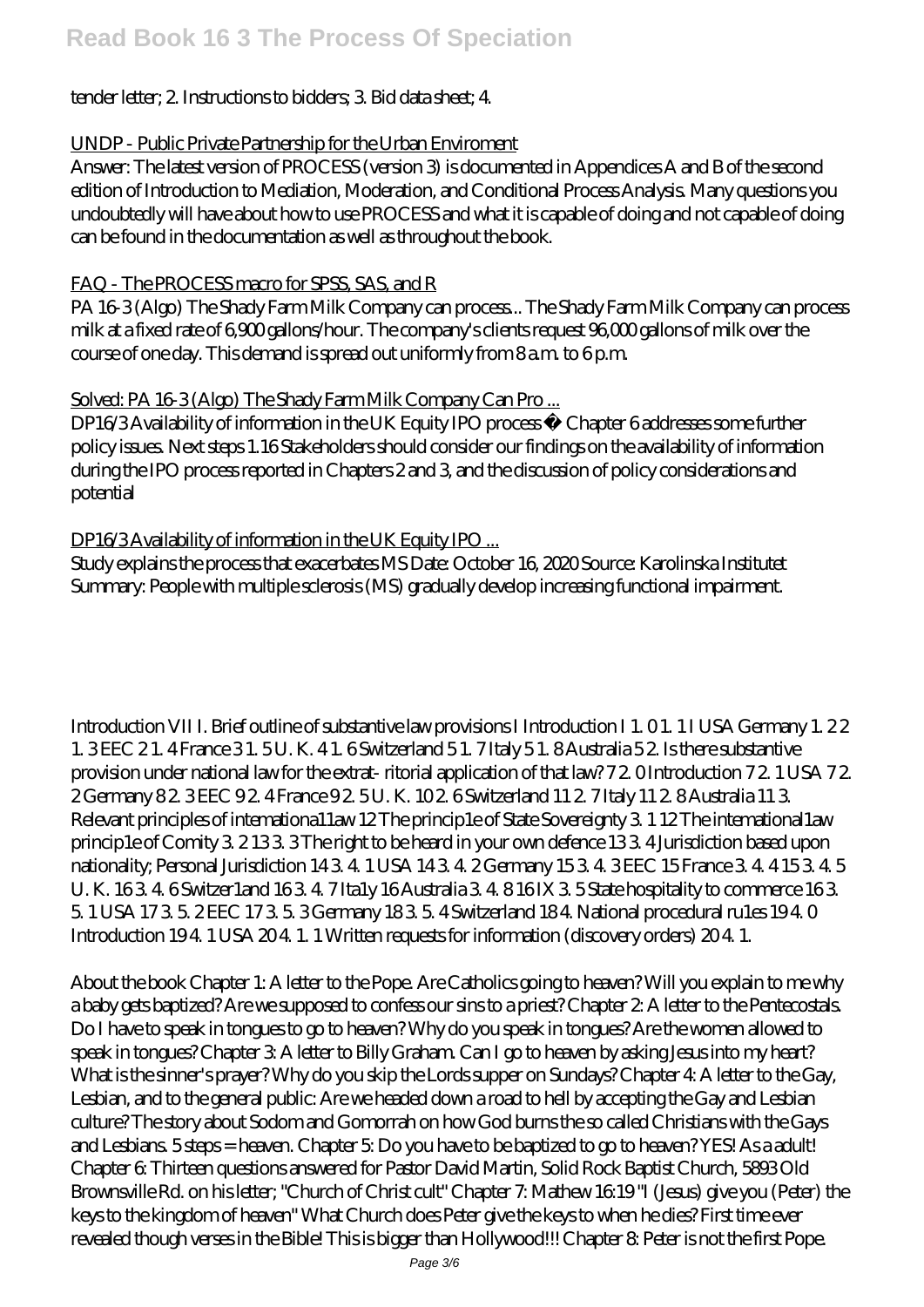tender letter; 2. Instructions to bidders; 3. Bid data sheet; 4.

UNDP - Public Private Partnership for the Urban Enviroment

Answer: The latest version of PROCESS (version 3) is documented in Appendices A and B of the second edition of Introduction to Mediation, Moderation, and Conditional Process Analysis. Many questions you undoubtedly will have about how to use PROCESS and what it is capable of doing and not capable of doing can be found in the documentation as well as throughout the book.

FAQ - The PROCESS macro for SPSS, SAS, and R

PA 16-3 (Algo) The Shady Farm Milk Company can process... The Shady Farm Milk Company can process milk at a fixed rate of 6,900 gallons/hour. The company's clients request 96,000 gallons of milk over the course of one day. This demand is spread out uniformly from 8 a.m. to 6 p.m.

Solved: PA 16-3 (Algo) The Shady Farm Milk Company Can Pro ...

DP16/3 Availability of information in the UK Equity IPO process • Chapter 6 addresses some further policy issues. Next steps 1.16 Stakeholders should consider our findings on the availability of information during the IPO process reported in Chapters 2 and 3, and the discussion of policy considerations and potential

DP16/3 Availability of information in the UK Equity IPO ...

Study explains the process that exacerbates MS Date: October 16, 2020 Source: Karolinska Institutet Summary: People with multiple sclerosis (MS) gradually develop increasing functional impairment.

Introduction VII I. Brief outline of substantive law provisions I Introduction I 1. 0 1. 1 I USA Germany 1. 2 2 1. 3 EEC 2 1. 4 France 3 1. 5 U. K. 4 1. 6 Switzerland 5 1. 7 Italy 5 1. 8 Australia 5 2. Is there substantive provision under national law for the extrat- ritorial application of that law? 7 2. 0 Introduction 7 2. 1 USA 7 2. 2 Germany 8 2. 3 EEC 9 2. 4 France 9 2. 5 U. K. 10 2. 6 Switzerland 11 2. 7 Italy 11 2. 8 Australia 11 3. Relevant principles of internationa11aw 12 The princip1e of State Sovereignty 3. 1 12 The international1aw princip1e of Comity 3. 2 13 3. 3 The right to be heard in your own defence 13 3. 4 Jurisdiction based upon nationality; Personal Jurisdiction 14 3. 4. 1 USA 14 3. 4. 2 Germany 15 3. 4. 3 EEC 15 France 3. 4. 4 15 3. 4. 5 U. K. 16 3. 4. 6 Switzer1and 16 3. 4. 7 Ita1y 16 Australia 3. 4. 8 16 IX 3. 5 State hospitality to commerce 16 3. 5. 1 USA 17 3. 5. 2 EEC 17 3. 5. 3 Germany 18 3. 5. 4 Switzerland 18 4. National procedural ru1es 19 4. 0 Introduction 19 4. 1 USA 20 4. 1. 1 Written requests for information (discovery orders) 20 4. 1.

About the book Chapter 1: A letter to the Pope. Are Catholics going to heaven? Will you explain to me why a baby gets baptized? Are we supposed to confess our sins to a priest? Chapter 2: A letter to the Pentecostals. Do I have to speak in tongues to go to heaven? Why do you speak in tongues? Are the women allowed to speak in tongues? Chapter 3: A letter to Billy Graham. Can I go to heaven by asking Jesus into my heart? What is the sinner's prayer? Why do you skip the Lords supper on Sundays? Chapter 4: A letter to the Gay, Lesbian, and to the general public: Are we headed down a road to hell by accepting the Gay and Lesbian culture? The story about Sodom and Gomorrah on how God burns the so called Christians with the Gays and Lesbians. 5 steps = heaven. Chapter 5: Do you have to be baptized to go to heaven? YES! As a adult! Chapter 6: Thirteen questions answered for Pastor David Martin, Solid Rock Baptist Church, 5893 Old Brownsville Rd. on his letter; "Church of Christ cult" Chapter 7: Mathew 16:19 "I (Jesus) give you (Peter) the keys to the kingdom of heaven" What Church does Peter give the keys to when he dies? First time ever revealed though verses in the Bible! This is bigger than Hollywood!!! Chapter 8: Peter is not the first Pope.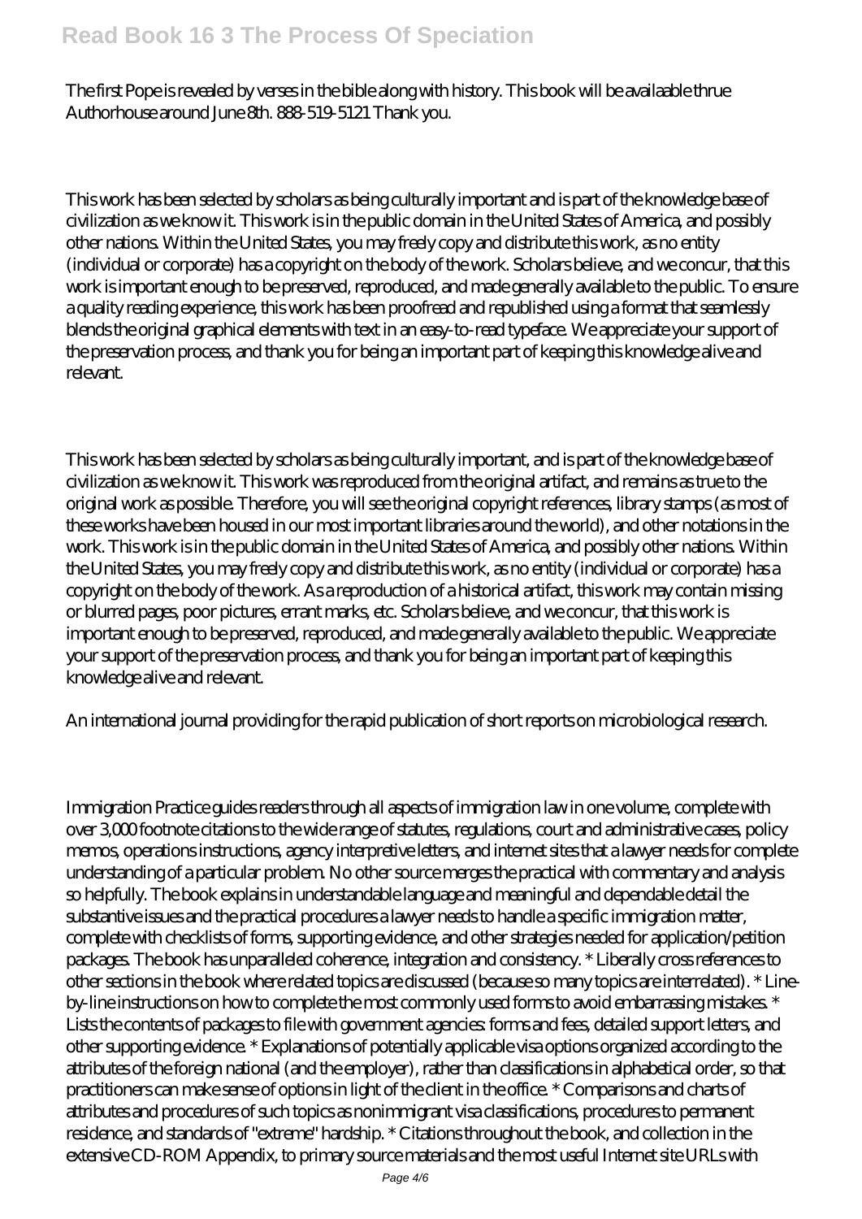The first Pope is revealed by verses in the bible along with history. This book will be availaable thrue Authorhouse around June 8th. 888-519-5121 Thank you.

This work has been selected by scholars as being culturally important and is part of the knowledge base of civilization as we know it. This work is in the public domain in the United States of America, and possibly other nations. Within the United States, you may freely copy and distribute this work, as no entity (individual or corporate) has a copyright on the body of the work. Scholars believe, and we concur, that this work is important enough to be preserved, reproduced, and made generally available to the public. To ensure a quality reading experience, this work has been proofread and republished using a format that seamlessly blends the original graphical elements with text in an easy-to-read typeface. We appreciate your support of the preservation process, and thank you for being an important part of keeping this knowledge alive and relevant.

This work has been selected by scholars as being culturally important, and is part of the knowledge base of civilization as we know it. This work was reproduced from the original artifact, and remains as true to the original work as possible. Therefore, you will see the original copyright references, library stamps (as most of these works have been housed in our most important libraries around the world), and other notations in the work. This work is in the public domain in the United States of America, and possibly other nations. Within the United States, you may freely copy and distribute this work, as no entity (individual or corporate) has a copyright on the body of the work. As a reproduction of a historical artifact, this work may contain missing or blurred pages, poor pictures, errant marks, etc. Scholars believe, and we concur, that this work is important enough to be preserved, reproduced, and made generally available to the public. We appreciate your support of the preservation process, and thank you for being an important part of keeping this knowledge alive and relevant.

An international journal providing for the rapid publication of short reports on microbiological research.

Immigration Practice guides readers through all aspects of immigration law in one volume, complete with over 3,000 footnote citations to the wide range of statutes, regulations, court and administrative cases, policy memos, operations instructions, agency interpretive letters, and internet sites that a lawyer needs for complete understanding of a particular problem. No other source merges the practical with commentary and analysis so helpfully. The book explains in understandable language and meaningful and dependable detail the substantive issues and the practical procedures a lawyer needs to handle a specific immigration matter, complete with checklists of forms, supporting evidence, and other strategies needed for application/petition packages. The book has unparalleled coherence, integration and consistency. * Liberally cross references to other sections in the book where related topics are discussed (because so many topics are interrelated). * Line-by-line instructions on how to complete the most commonly used forms to avoid embarrassing mistakes. * Lists the contents of packages to file with government agencies: forms and fees, detailed support letters, and other supporting evidence. * Explanations of potentially applicable visa options organized according to the attributes of the foreign national (and the employer), rather than classifications in alphabetical order, so that practitioners can make sense of options in light of the client in the office. * Comparisons and charts of attributes and procedures of such topics as nonimmigrant visa classifications, procedures to permanent residence, and standards of "extreme" hardship. * Citations throughout the book, and collection in the extensive CD-ROM Appendix, to primary source materials and the most useful Internet site URLs with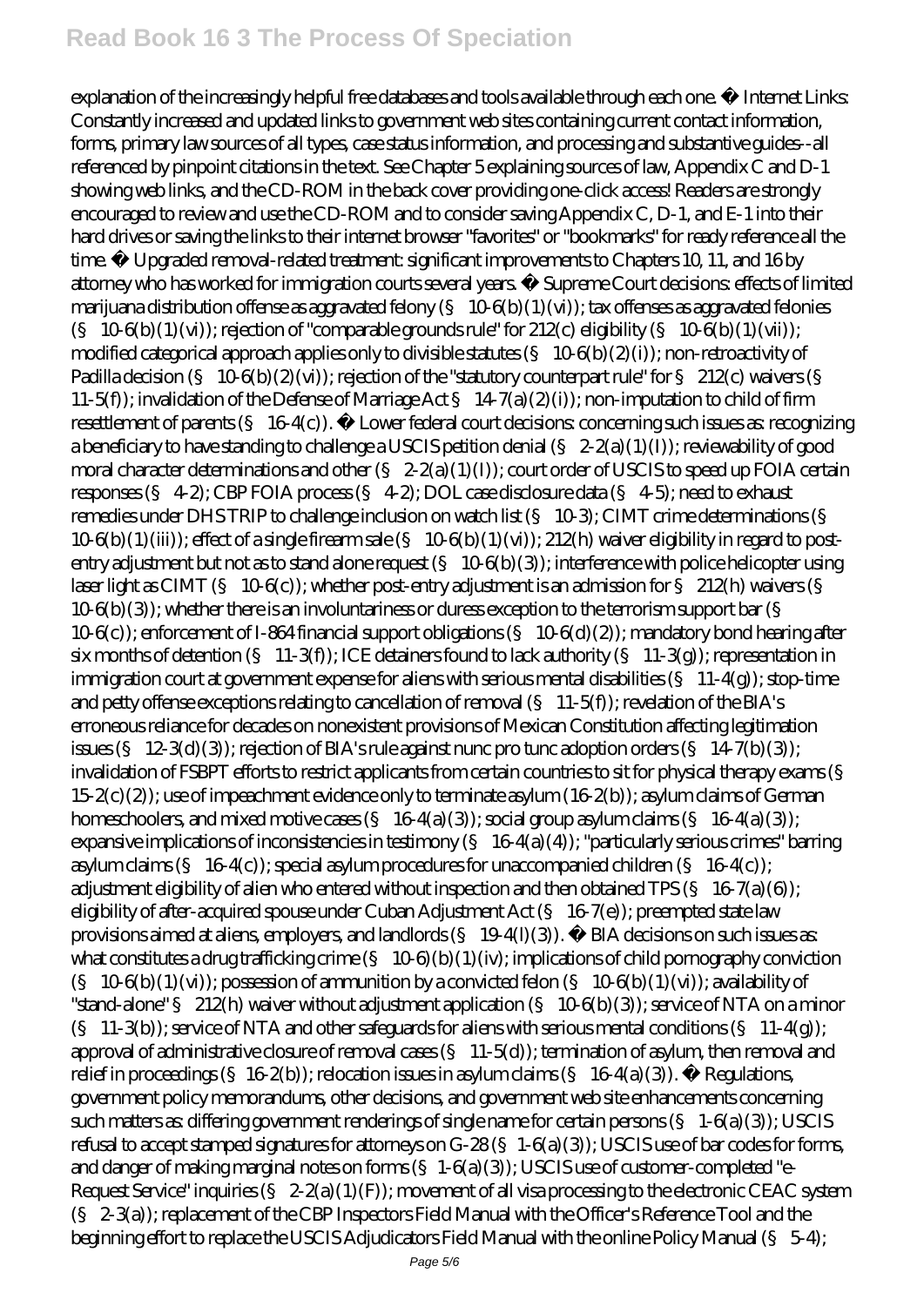explanation of the increasingly helpful free databases and tools available through each one. • Internet Links: Constantly increased and updated links to government web sites containing current contact information, forms, primary law sources of all types, case status information, and processing and substantive guides--all referenced by pinpoint citations in the text. See Chapter 5 explaining sources of law, Appendix C and D-1 showing web links, and the CD-ROM in the back cover providing one-click access! Readers are strongly encouraged to review and use the CD-ROM and to consider saving Appendix C, D-1, and E-1 into their hard drives or saving the links to their internet browser "favorites" or "bookmarks" for ready reference all the time. • Upgraded removal-related treatment: significant improvements to Chapters 10, 11, and 16 by attorney who has worked for immigration courts several years. • Supreme Court decisions: effects of limited marijuana distribution offense as aggravated felony (§ 10-6(b)(1)(vi)); tax offenses as aggravated felonies (§ 10-6(b)(1)(vi)); rejection of "comparable grounds rule" for 212(c) eligibility (§ 10-6(b)(1)(vii)); modified categorical approach applies only to divisible statutes (§ 10-6(b)(2)(i)); non-retroactivity of Padilla decision (§ 10-6(b)(2)(vi)); rejection of the "statutory counterpart rule" for § 212(c) waivers (§ 11-5(f)); invalidation of the Defense of Marriage Act § 14-7(a)(2)(i)); non-imputation to child of firm resettlement of parents (§ 16-4(c)). • Lower federal court decisions: concerning such issues as: recognizing a beneficiary to have standing to challenge a USCIS petition denial (§ 2-2(a)(1)(I)); reviewability of good moral character determinations and other (§ 2-2(a)(1)(I)); court order of USCIS to speed up FOIA certain responses (§ 4-2); CBP FOIA process (§ 4-2); DOL case disclosure data (§ 4-5); need to exhaust remedies under DHS TRIP to challenge inclusion on watch list (§ 10-3); CIMT crime determinations (§ 10-6(b)(1)(iii)); effect of a single firearm sale (§ 10-6(b)(1)(vi)); 212(h) waiver eligibility in regard to post-entry adjustment but not as to stand alone request (§ 10-6(b)(3)); interference with police helicopter using laser light as CIMT (§ 10-6(c)); whether post-entry adjustment is an admission for § 212(h) waivers (§ 10-6(b)(3)); whether there is an involuntariness or duress exception to the terrorism support bar (§ 10-6(c)); enforcement of I-864 financial support obligations (§ 10-6(d)(2)); mandatory bond hearing after six months of detention (§ 11-3(f)); ICE detainers found to lack authority (§ 11-3(g)); representation in immigration court at government expense for aliens with serious mental disabilities (§ 11-4(g)); stop-time and petty offense exceptions relating to cancellation of removal (§ 11-5(f)); revelation of the BIA's erroneous reliance for decades on nonexistent provisions of Mexican Constitution affecting legitimation issues (§ 12-3(d)(3)); rejection of BIA's rule against nunc pro tunc adoption orders (§ 14-7(b)(3)); invalidation of FSBPT efforts to restrict applicants from certain countries to sit for physical therapy exams (§ 15-2(c)(2)); use of impeachment evidence only to terminate asylum (16-2(b)); asylum claims of German homeschoolers, and mixed motive cases (§ 16-4(a)(3)); social group asylum claims (§ 16-4(a)(3)); expansive implications of inconsistencies in testimony (§ 16-4(a)(4)); "particularly serious crimes" barring asylum claims (§ 16-4(c)); special asylum procedures for unaccompanied children (§ 16-4(c)); adjustment eligibility of alien who entered without inspection and then obtained TPS (§ 16-7(a)(6)); eligibility of after-acquired spouse under Cuban Adjustment Act (§ 16-7(e)); preempted state law provisions aimed at aliens, employers, and landlords (§ 19-4(l)(3)). • BIA decisions on such issues as: what constitutes a drug trafficking crime (§ 10-6)(b)(1)(iv); implications of child pornography conviction (§ 10-6(b)(1)(vi)); possession of ammunition by a convicted felon (§ 10-6(b)(1)(vi)); availability of "stand-alone" § 212(h) waiver without adjustment application (§ 10-6(b)(3)); service of NTA on a minor (§ 11-3(b)); service of NTA and other safeguards for aliens with serious mental conditions (§ 11-4(g)); approval of administrative closure of removal cases (§ 11-5(d)); termination of asylum, then removal and relief in proceedings (§ 16-2(b)); relocation issues in asylum claims (§ 16-4(a)(3)). • Regulations, government policy memorandums, other decisions, and government web site enhancements concerning such matters as: differing government renderings of single name for certain persons (§ 1-6(a)(3)); USCIS refusal to accept stamped signatures for attorneys on G-28 (§ 1-6(a)(3)); USCIS use of bar codes for forms, and danger of making marginal notes on forms (§ 1-6(a)(3)); USCIS use of customer-completed "e-Request Service" inquiries (§ 2-2(a)(1)(F)); movement of all visa processing to the electronic CEAC system (§ 2-3(a)); replacement of the CBP Inspectors Field Manual with the Officer's Reference Tool and the beginning effort to replace the USCIS Adjudicators Field Manual with the online Policy Manual (§ 5-4);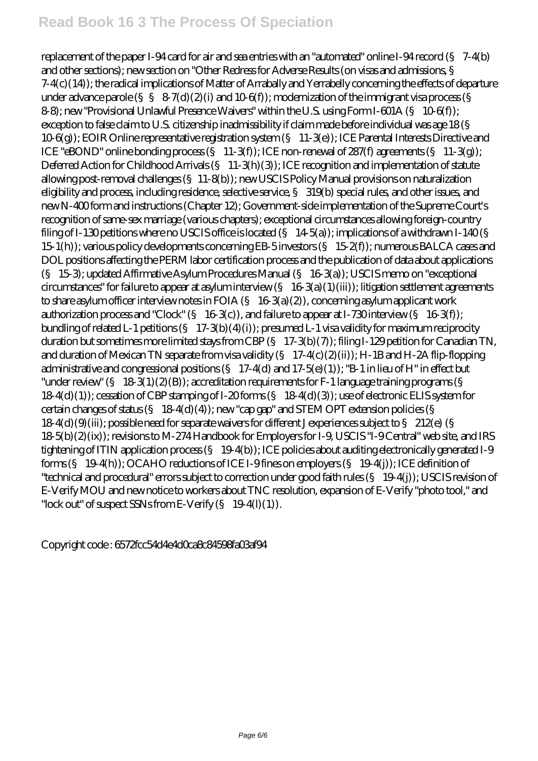replacement of the paper I-94 card for air and sea entries with an "automated" online I-94 record (§ 7-4(b) and other sections); new section on "Other Redress for Adverse Results (on visas and admissions, § 7-4(c)(14)); the radical implications of Matter of Arrabally and Yerrabelly concerning the effects of departure under advance parole (§ § 8-7(d)(2)(i) and 10-6(f)); modernization of the immigrant visa process (§ 8-8); new "Provisional Unlawful Presence Waivers" within the U.S. using Form I-601A (§ 10-6(f)); exception to false claim to U.S. citizenship inadmissibility if claim made before individual was age 18 (§ 10-6(g)); EOIR Online representative registration system (§ 11-3(e)); ICE Parental Interests Directive and ICE "eBOND" online bonding process (§ 11-3(f)); ICE non-renewal of 287(f) agreements (§ 11-3(g)); Deferred Action for Childhood Arrivals (§ 11-3(h)(3)); ICE recognition and implementation of statute allowing post-removal challenges (§ 11-8(b)); new USCIS Policy Manual provisions on naturalization eligibility and process, including residence, selective service, § 319(b) special rules, and other issues, and new N-400 form and instructions (Chapter 12); Government-side implementation of the Supreme Court's recognition of same-sex marriage (various chapters); exceptional circumstances allowing foreign-country filing of I-130 petitions where no USCIS office is located (§ 14-5(a)); implications of a withdrawn I-140 (§ 15-1(h)); various policy developments concerning EB-5 investors (§ 15-2(f)); numerous BALCA cases and DOL positions affecting the PERM labor certification process and the publication of data about applications (§ 15-3); updated Affirmative Asylum Procedures Manual (§ 16-3(a)); USCIS memo on "exceptional circumstances" for failure to appear at asylum interview (§ 16-3(a)(1)(iii)); litigation settlement agreements to share asylum officer interview notes in FOIA (§ 16-3(a)(2)), concerning asylum applicant work authorization process and "Clock" (§ 16-3(c)), and failure to appear at I-730 interview (§ 16-3(f)); bundling of related L-1 petitions (§ 17-3(b)(4)(i)); presumed L-1 visa validity for maximum reciprocity duration but sometimes more limited stays from CBP (§ 17-3(b)(7)); filing I-129 petition for Canadian TN, and duration of Mexican TN separate from visa validity (§ 17-4(c)(2)(ii)); H-1B and H-2A flip-flopping administrative and congressional positions (§ 17-4(d) and 17-5(e)(1)); "B-1 in lieu of H" in effect but "under review" (§ 18-3(1)(2)(B)); accreditation requirements for F-1 language training programs (§ 18-4(d)(1)); cessation of CBP stamping of I-20 forms (§ 18-4(d)(3)); use of electronic ELIS system for certain changes of status (§ 18-4(d)(4)); new "cap gap" and STEM OPT extension policies (§ 18-4(d)(9)(iii); possible need for separate waivers for different J experiences subject to § 212(e) (§ 18-5(b)(2)(ix)); revisions to M-274 Handbook for Employers for I-9, USCIS "I-9 Central" web site, and IRS tightening of ITIN application process (§ 19-4(b)); ICE policies about auditing electronically generated I-9 forms (§ 19-4(h)); OCAHO reductions of ICE I-9 fines on employers (§ 19-4(j)); ICE definition of "technical and procedural" errors subject to correction under good faith rules (§ 19-4(j)); USCIS revision of E-Verify MOU and new notice to workers about TNC resolution, expansion of E-Verify "photo tool," and "lock out" of suspect SSNs from E-Verify (§ 19-4(l)(1)).

Copyright code : 6572fcc54d4e4d0ca8c84598fa03af94